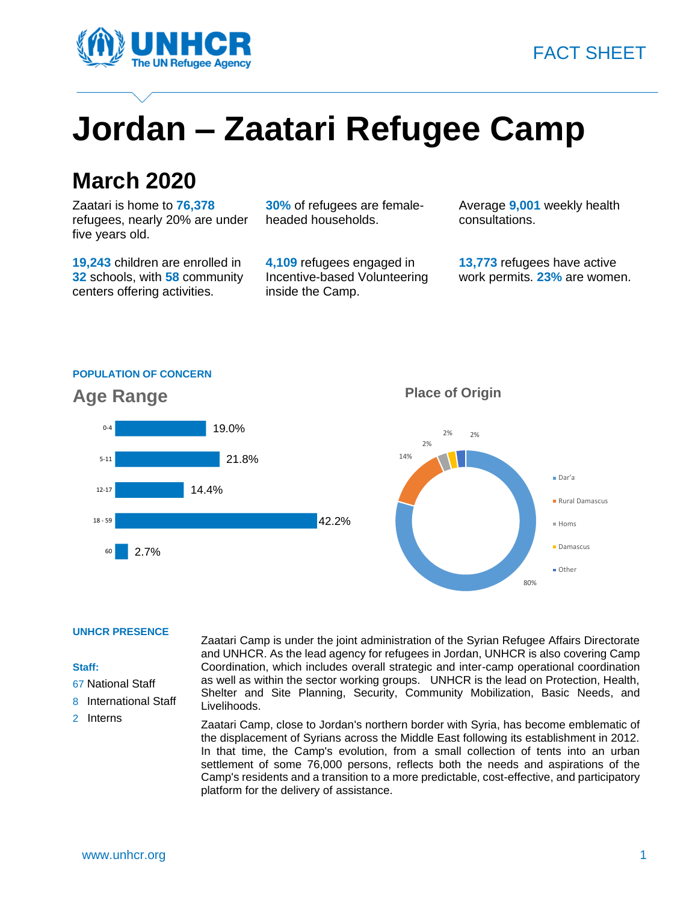FACT SHEET

# Jordan – Zaatari Refugee Camp

## March 2020

Zaatari is home to **76,378** refugees, nearly 20% are under five years old.

**30%** of refugees are female-headed households.

Average **9,001** weekly health consultations.

**19,243** children are enrolled in **32** schools, with **58** community centers offering activities.

**4,109** refugees engaged in Incentive-based Volunteering inside the Camp.

**13,773** refugees have active work permits. **23%** are women.

### POPULATION OF CONCERN

#### Age Range

| Age | Percentage |
|---|---|
| 0-4 | 19.0% |
| 5-11 | 21.8% |
| 12-17 | 14.4% |
| 18 - 59 | 42.2% |
| 60 | 2.7% |

#### Place of Origin

| Place of Origin | Percentage |
|---|---|
| Dar'a | 80% |
| Rural Damascus | 14% |
| Homs | 2% |
| Damascus | 2% |
| Other | 2% |

### UNHCR PRESENCE

**Staff:**

- 67 National Staff
- 8 International Staff
- 2 Interns

Zaatari Camp is under the joint administration of the Syrian Refugee Affairs Directorate and UNHCR. As the lead agency for refugees in Jordan, UNHCR is also covering Camp Coordination, which includes overall strategic and inter-camp operational coordination as well as within the sector working groups. UNHCR is the lead on Protection, Health, Shelter and Site Planning, Security, Community Mobilization, Basic Needs, and Livelihoods.

Zaatari Camp, close to Jordan's northern border with Syria, has become emblematic of the displacement of Syrians across the Middle East following its establishment in 2012. In that time, the Camp's evolution, from a small collection of tents into an urban settlement of some 76,000 persons, reflects both the needs and aspirations of the Camp's residents and a transition to a more predictable, cost-effective, and participatory platform for the delivery of assistance.

www.unhcr.org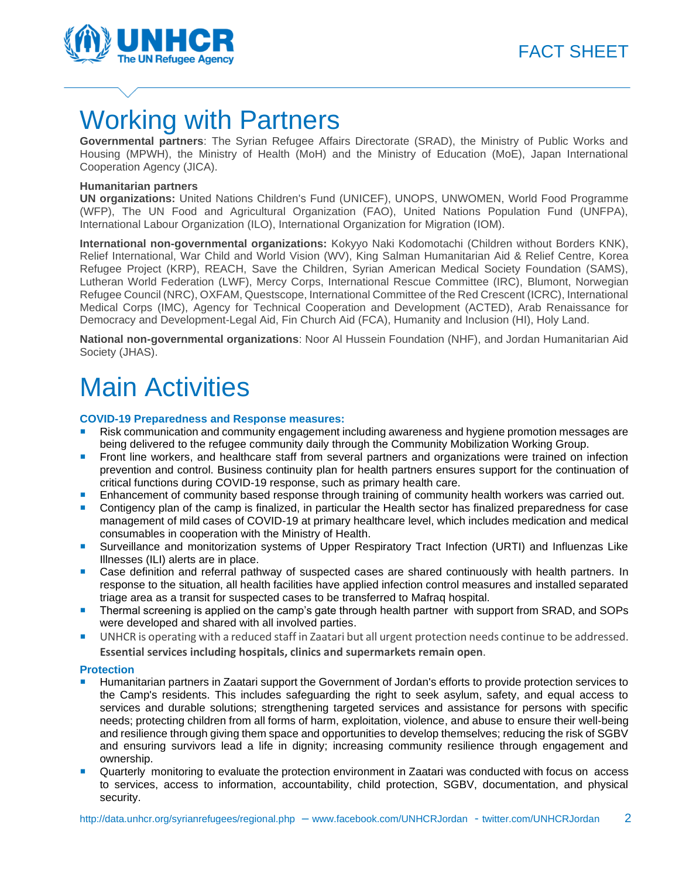# Working with Partners

**Governmental partners**: The Syrian Refugee Affairs Directorate (SRAD), the Ministry of Public Works and Housing (MPWH), the Ministry of Health (MoH) and the Ministry of Education (MoE), Japan International Cooperation Agency (JICA).

**Humanitarian partners**

**UN organizations:** United Nations Children's Fund (UNICEF), UNOPS, UNWOMEN, World Food Programme (WFP), The UN Food and Agricultural Organization (FAO), United Nations Population Fund (UNFPA), International Labour Organization (ILO), International Organization for Migration (IOM).

**International non-governmental organizations:** Kokyyo Naki Kodomotachi (Children without Borders KNK), Relief International, War Child and World Vision (WV), King Salman Humanitarian Aid & Relief Centre, Korea Refugee Project (KRP), REACH, Save the Children, Syrian American Medical Society Foundation (SAMS), Lutheran World Federation (LWF), Mercy Corps, International Rescue Committee (IRC), Blumont, Norwegian Refugee Council (NRC), OXFAM, Questscope, International Committee of the Red Crescent (ICRC), International Medical Corps (IMC), Agency for Technical Cooperation and Development (ACTED), Arab Renaissance for Democracy and Development-Legal Aid, Fin Church Aid (FCA), Humanity and Inclusion (HI), Holy Land.

**National non-governmental organizations**: Noor Al Hussein Foundation (NHF), and Jordan Humanitarian Aid Society (JHAS).

# Main Activities

**COVID-19 Preparedness and Response measures:**

- Risk communication and community engagement including awareness and hygiene promotion messages are being delivered to the refugee community daily through the Community Mobilization Working Group.
- Front line workers, and healthcare staff from several partners and organizations were trained on infection prevention and control. Business continuity plan for health partners ensures support for the continuation of critical functions during COVID-19 response, such as primary health care.
- Enhancement of community based response through training of community health workers was carried out.
- Contigency plan of the camp is finalized, in particular the Health sector has finalized preparedness for case management of mild cases of COVID-19 at primary healthcare level, which includes medication and medical consumables in cooperation with the Ministry of Health.
- Surveillance and monitorization systems of Upper Respiratory Tract Infection (URTI) and Influenzas Like Illnesses (ILI) alerts are in place.
- Case definition and referral pathway of suspected cases are shared continuously with health partners. In response to the situation, all health facilities have applied infection control measures and installed separated triage area as a transit for suspected cases to be transferred to Mafraq hospital.
- Thermal screening is applied on the camp's gate through health partner with support from SRAD, and SOPs were developed and shared with all involved parties.
- UNHCR is operating with a reduced staff in Zaatari but all urgent protection needs continue to be addressed. **Essential services including hospitals, clinics and supermarkets remain open**.

**Protection**

- Humanitarian partners in Zaatari support the Government of Jordan's efforts to provide protection services to the Camp's residents. This includes safeguarding the right to seek asylum, safety, and equal access to services and durable solutions; strengthening targeted services and assistance for persons with specific needs; protecting children from all forms of harm, exploitation, violence, and abuse to ensure their well-being and resilience through giving them space and opportunities to develop themselves; reducing the risk of SGBV and ensuring survivors lead a life in dignity; increasing community resilience through engagement and ownership.
- Quarterly monitoring to evaluate the protection environment in Zaatari was conducted with focus on access to services, access to information, accountability, child protection, SGBV, documentation, and physical security.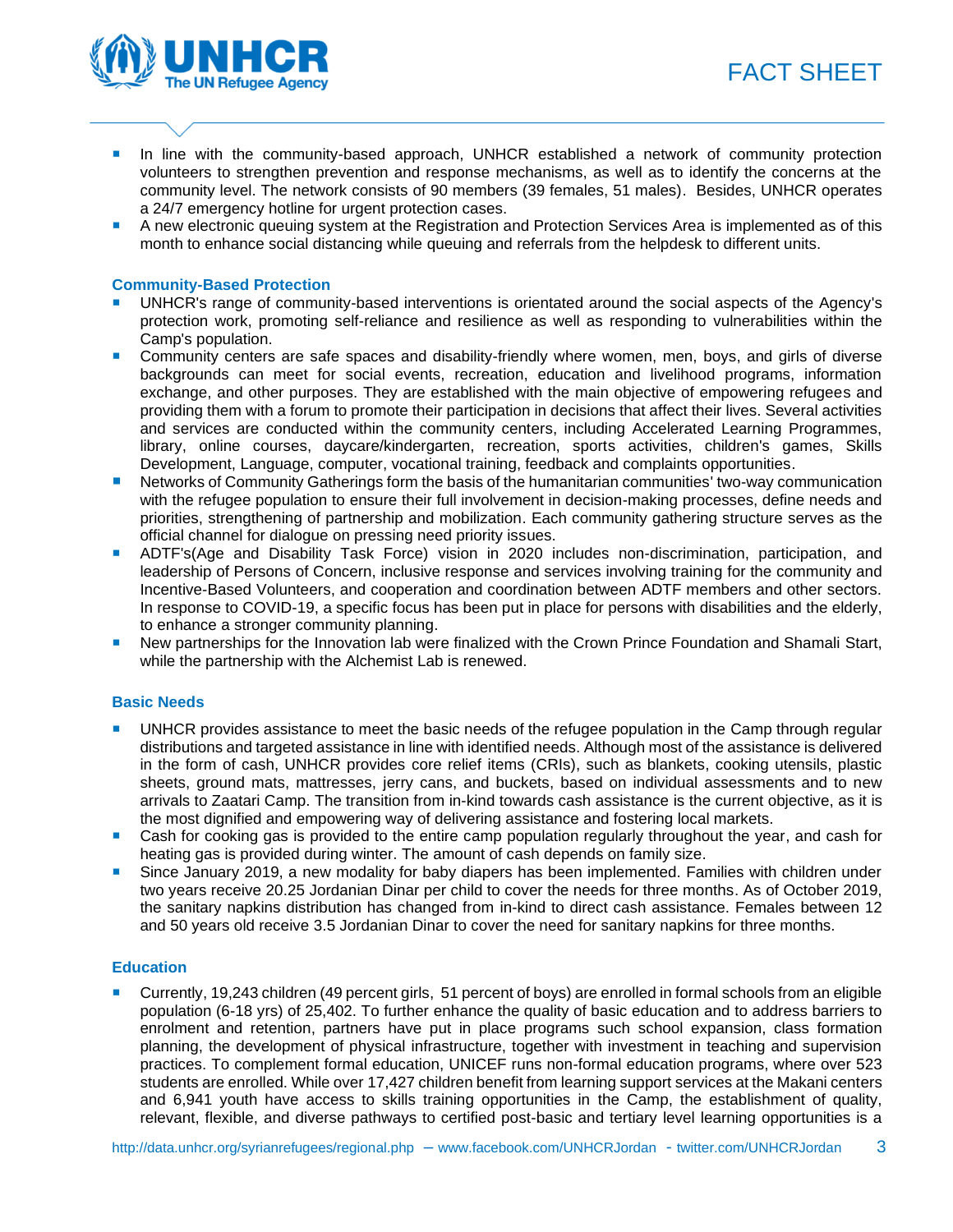- In line with the community-based approach, UNHCR established a network of community protection volunteers to strengthen prevention and response mechanisms, as well as to identify the concerns at the community level. The network consists of 90 members (39 females, 51 males). Besides, UNHCR operates a 24/7 emergency hotline for urgent protection cases.
- A new electronic queuing system at the Registration and Protection Services Area is implemented as of this month to enhance social distancing while queuing and referrals from the helpdesk to different units.

### Community-Based Protection

- UNHCR's range of community-based interventions is orientated around the social aspects of the Agency's protection work, promoting self-reliance and resilience as well as responding to vulnerabilities within the Camp's population.
- Community centers are safe spaces and disability-friendly where women, men, boys, and girls of diverse backgrounds can meet for social events, recreation, education and livelihood programs, information exchange, and other purposes. They are established with the main objective of empowering refugees and providing them with a forum to promote their participation in decisions that affect their lives. Several activities and services are conducted within the community centers, including Accelerated Learning Programmes, library, online courses, daycare/kindergarten, recreation, sports activities, children's games, Skills Development, Language, computer, vocational training, feedback and complaints opportunities.
- Networks of Community Gatherings form the basis of the humanitarian communities' two-way communication with the refugee population to ensure their full involvement in decision-making processes, define needs and priorities, strengthening of partnership and mobilization. Each community gathering structure serves as the official channel for dialogue on pressing need priority issues.
- ADTF's(Age and Disability Task Force) vision in 2020 includes non-discrimination, participation, and leadership of Persons of Concern, inclusive response and services involving training for the community and Incentive-Based Volunteers, and cooperation and coordination between ADTF members and other sectors. In response to COVID-19, a specific focus has been put in place for persons with disabilities and the elderly, to enhance a stronger community planning.
- New partnerships for the Innovation lab were finalized with the Crown Prince Foundation and Shamali Start, while the partnership with the Alchemist Lab is renewed.

### Basic Needs

- UNHCR provides assistance to meet the basic needs of the refugee population in the Camp through regular distributions and targeted assistance in line with identified needs. Although most of the assistance is delivered in the form of cash, UNHCR provides core relief items (CRIs), such as blankets, cooking utensils, plastic sheets, ground mats, mattresses, jerry cans, and buckets, based on individual assessments and to new arrivals to Zaatari Camp. The transition from in-kind towards cash assistance is the current objective, as it is the most dignified and empowering way of delivering assistance and fostering local markets.
- Cash for cooking gas is provided to the entire camp population regularly throughout the year, and cash for heating gas is provided during winter. The amount of cash depends on family size.
- Since January 2019, a new modality for baby diapers has been implemented. Families with children under two years receive 20.25 Jordanian Dinar per child to cover the needs for three months. As of October 2019, the sanitary napkins distribution has changed from in-kind to direct cash assistance. Females between 12 and 50 years old receive 3.5 Jordanian Dinar to cover the need for sanitary napkins for three months.

### Education

- Currently, 19,243 children (49 percent girls, 51 percent of boys) are enrolled in formal schools from an eligible population (6-18 yrs) of 25,402. To further enhance the quality of basic education and to address barriers to enrolment and retention, partners have put in place programs such school expansion, class formation planning, the development of physical infrastructure, together with investment in teaching and supervision practices. To complement formal education, UNICEF runs non-formal education programs, where over 523 students are enrolled. While over 17,427 children benefit from learning support services at the Makani centers and 6,941 youth have access to skills training opportunities in the Camp, the establishment of quality, relevant, flexible, and diverse pathways to certified post-basic and tertiary level learning opportunities is a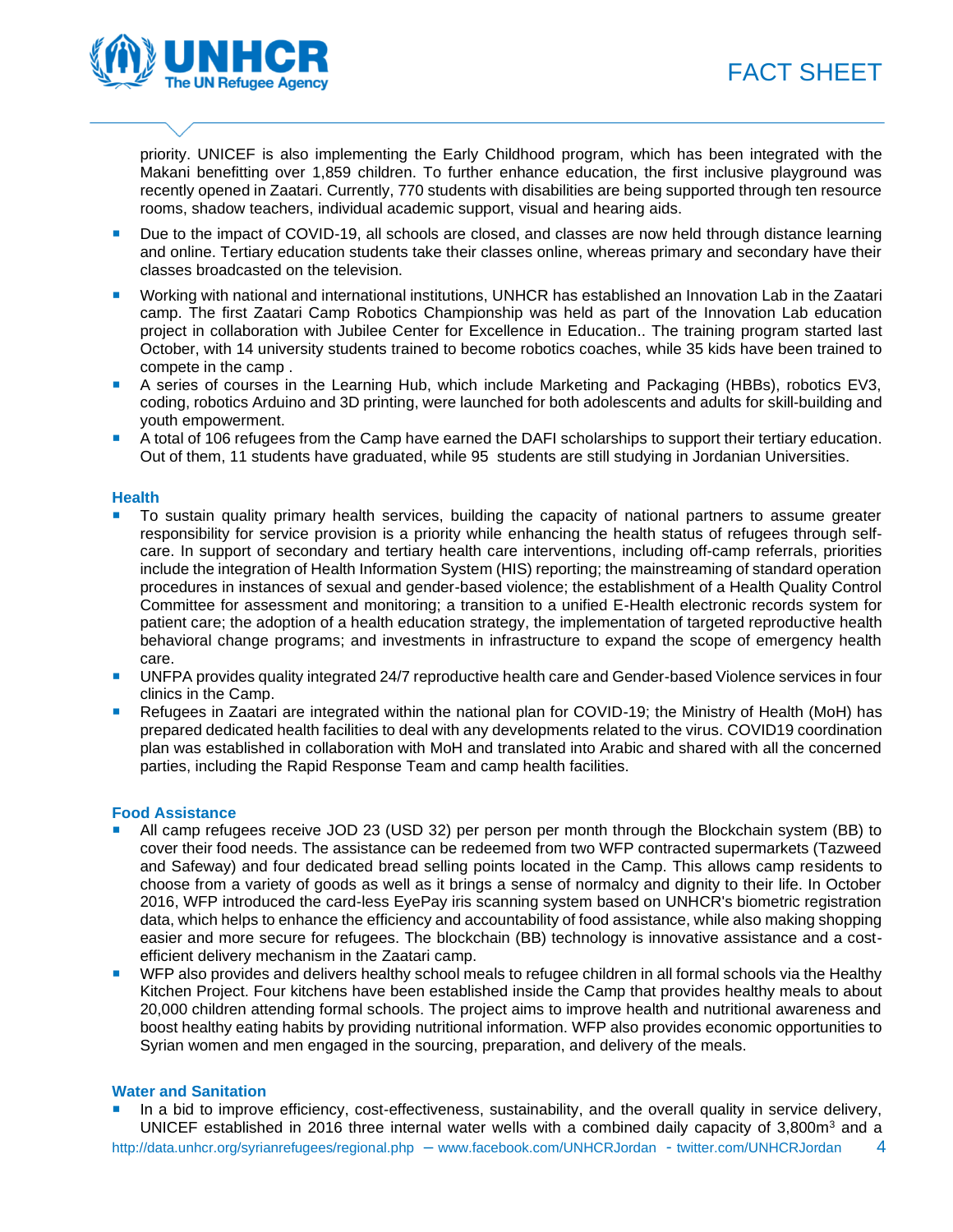priority. UNICEF is also implementing the Early Childhood program, which has been integrated with the Makani benefitting over 1,859 children. To further enhance education, the first inclusive playground was recently opened in Zaatari. Currently, 770 students with disabilities are being supported through ten resource rooms, shadow teachers, individual academic support, visual and hearing aids.

- Due to the impact of COVID-19, all schools are closed, and classes are now held through distance learning and online. Tertiary education students take their classes online, whereas primary and secondary have their classes broadcasted on the television.
- Working with national and international institutions, UNHCR has established an Innovation Lab in the Zaatari camp. The first Zaatari Camp Robotics Championship was held as part of the Innovation Lab education project in collaboration with Jubilee Center for Excellence in Education.. The training program started last October, with 14 university students trained to become robotics coaches, while 35 kids have been trained to compete in the camp .
- A series of courses in the Learning Hub, which include Marketing and Packaging (HBBs), robotics EV3, coding, robotics Arduino and 3D printing, were launched for both adolescents and adults for skill-building and youth empowerment.
- A total of 106 refugees from the Camp have earned the DAFI scholarships to support their tertiary education. Out of them, 11 students have graduated, while 95 students are still studying in Jordanian Universities.

**Health**

- To sustain quality primary health services, building the capacity of national partners to assume greater responsibility for service provision is a priority while enhancing the health status of refugees through self-care. In support of secondary and tertiary health care interventions, including off-camp referrals, priorities include the integration of Health Information System (HIS) reporting; the mainstreaming of standard operation procedures in instances of sexual and gender-based violence; the establishment of a Health Quality Control Committee for assessment and monitoring; a transition to a unified E-Health electronic records system for patient care; the adoption of a health education strategy, the implementation of targeted reproductive health behavioral change programs; and investments in infrastructure to expand the scope of emergency health care.
- UNFPA provides quality integrated 24/7 reproductive health care and Gender-based Violence services in four clinics in the Camp.
- Refugees in Zaatari are integrated within the national plan for COVID-19; the Ministry of Health (MoH) has prepared dedicated health facilities to deal with any developments related to the virus. COVID19 coordination plan was established in collaboration with MoH and translated into Arabic and shared with all the concerned parties, including the Rapid Response Team and camp health facilities.

**Food Assistance**

- All camp refugees receive JOD 23 (USD 32) per person per month through the Blockchain system (BB) to cover their food needs. The assistance can be redeemed from two WFP contracted supermarkets (Tazweed and Safeway) and four dedicated bread selling points located in the Camp. This allows camp residents to choose from a variety of goods as well as it brings a sense of normalcy and dignity to their life. In October 2016, WFP introduced the card-less EyePay iris scanning system based on UNHCR's biometric registration data, which helps to enhance the efficiency and accountability of food assistance, while also making shopping easier and more secure for refugees. The blockchain (BB) technology is innovative assistance and a cost-efficient delivery mechanism in the Zaatari camp.
- WFP also provides and delivers healthy school meals to refugee children in all formal schools via the Healthy Kitchen Project. Four kitchens have been established inside the Camp that provides healthy meals to about 20,000 children attending formal schools. The project aims to improve health and nutritional awareness and boost healthy eating habits by providing nutritional information. WFP also provides economic opportunities to Syrian women and men engaged in the sourcing, preparation, and delivery of the meals.

**Water and Sanitation**

- In a bid to improve efficiency, cost-effectiveness, sustainability, and the overall quality in service delivery, UNICEF established in 2016 three internal water wells with a combined daily capacity of 3,800m$^3$ and a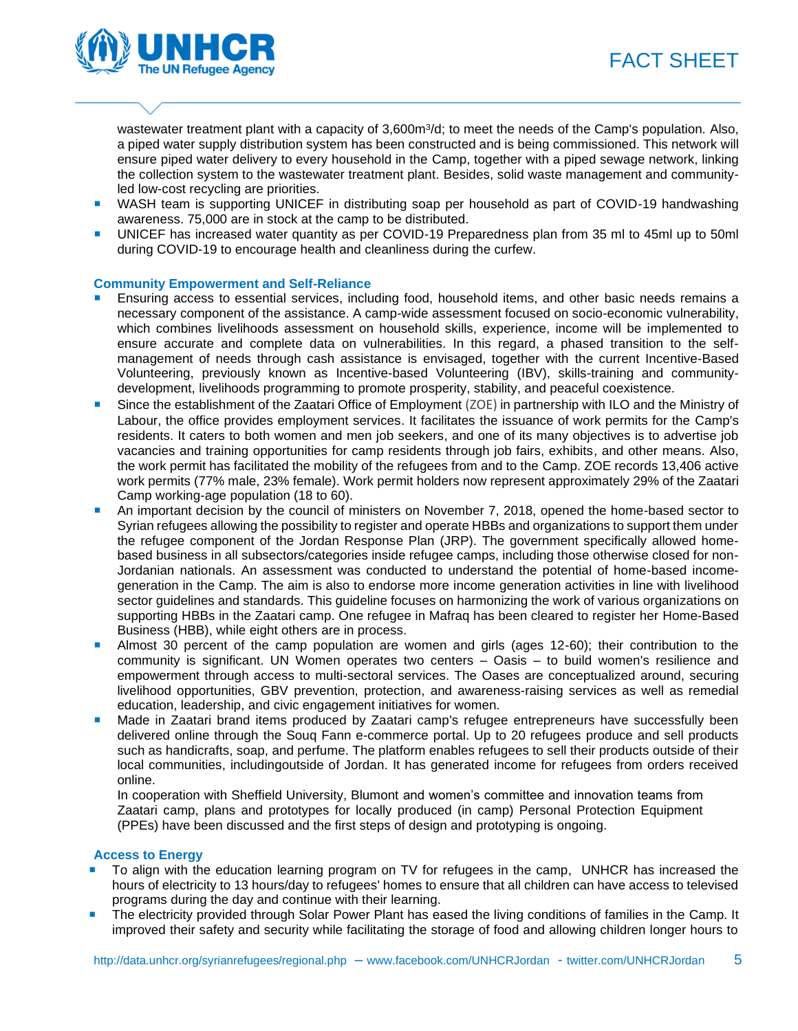wastewater treatment plant with a capacity of 3,600m³/d; to meet the needs of the Camp's population. Also, a piped water supply distribution system has been constructed and is being commissioned. This network will ensure piped water delivery to every household in the Camp, together with a piped sewage network, linking the collection system to the wastewater treatment plant. Besides, solid waste management and community-led low-cost recycling are priorities.

- WASH team is supporting UNICEF in distributing soap per household as part of COVID-19 handwashing awareness. 75,000 are in stock at the camp to be distributed.
- UNICEF has increased water quantity as per COVID-19 Preparedness plan from 35 ml to 45ml up to 50ml during COVID-19 to encourage health and cleanliness during the curfew.

### Community Empowerment and Self-Reliance

- Ensuring access to essential services, including food, household items, and other basic needs remains a necessary component of the assistance. A camp-wide assessment focused on socio-economic vulnerability, which combines livelihoods assessment on household skills, experience, income will be implemented to ensure accurate and complete data on vulnerabilities. In this regard, a phased transition to the self-management of needs through cash assistance is envisaged, together with the current Incentive-Based Volunteering, previously known as Incentive-based Volunteering (IBV), skills-training and community-development, livelihoods programming to promote prosperity, stability, and peaceful coexistence.
- Since the establishment of the Zaatari Office of Employment (ZOE) in partnership with ILO and the Ministry of Labour, the office provides employment services. It facilitates the issuance of work permits for the Camp's residents. It caters to both women and men job seekers, and one of its many objectives is to advertise job vacancies and training opportunities for camp residents through job fairs, exhibits, and other means. Also, the work permit has facilitated the mobility of the refugees from and to the Camp. ZOE records 13,406 active work permits (77% male, 23% female). Work permit holders now represent approximately 29% of the Zaatari Camp working-age population (18 to 60).
- An important decision by the council of ministers on November 7, 2018, opened the home-based sector to Syrian refugees allowing the possibility to register and operate HBBs and organizations to support them under the refugee component of the Jordan Response Plan (JRP). The government specifically allowed home-based business in all subsectors/categories inside refugee camps, including those otherwise closed for non-Jordanian nationals. An assessment was conducted to understand the potential of home-based income-generation in the Camp. The aim is also to endorse more income generation activities in line with livelihood sector guidelines and standards. This guideline focuses on harmonizing the work of various organizations on supporting HBBs in the Zaatari camp. One refugee in Mafraq has been cleared to register her Home-Based Business (HBB), while eight others are in process.
- Almost 30 percent of the camp population are women and girls (ages 12-60); their contribution to the community is significant. UN Women operates two centers – Oasis – to build women's resilience and empowerment through access to multi-sectoral services. The Oases are conceptualized around, securing livelihood opportunities, GBV prevention, protection, and awareness-raising services as well as remedial education, leadership, and civic engagement initiatives for women.
- Made in Zaatari brand items produced by Zaatari camp's refugee entrepreneurs have successfully been delivered online through the Souq Fann e-commerce portal. Up to 20 refugees produce and sell products such as handicrafts, soap, and perfume. The platform enables refugees to sell their products outside of their local communities, includingoutside of Jordan. It has generated income for refugees from orders received online.

  In cooperation with Sheffield University, Blumont and women's committee and innovation teams from Zaatari camp, plans and prototypes for locally produced (in camp) Personal Protection Equipment (PPEs) have been discussed and the first steps of design and prototyping is ongoing.

### Access to Energy

- To align with the education learning program on TV for refugees in the camp, UNHCR has increased the hours of electricity to 13 hours/day to refugees' homes to ensure that all children can have access to televised programs during the day and continue with their learning.
- The electricity provided through Solar Power Plant has eased the living conditions of families in the Camp. It improved their safety and security while facilitating the storage of food and allowing children longer hours to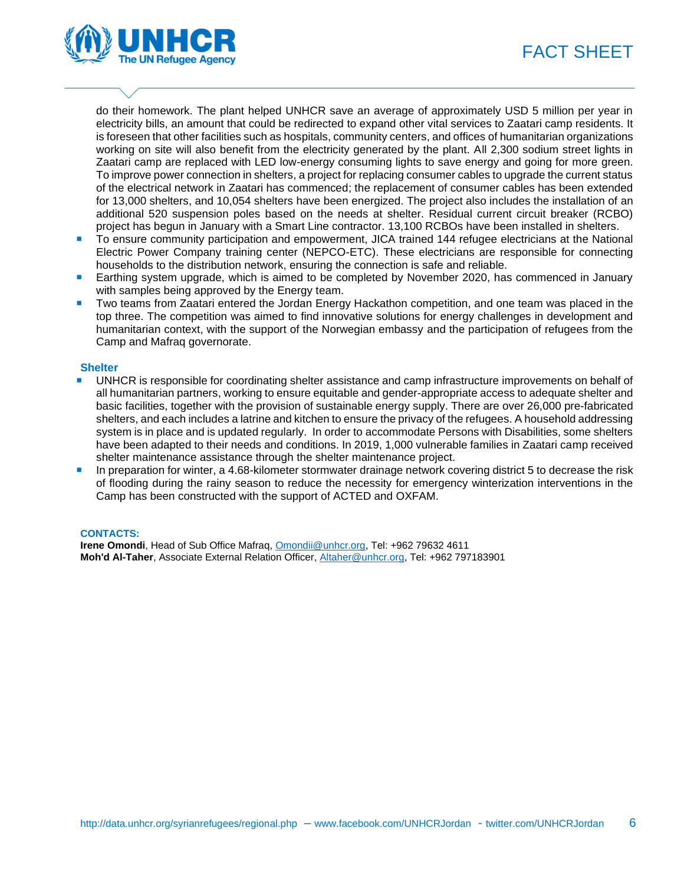do their homework. The plant helped UNHCR save an average of approximately USD 5 million per year in electricity bills, an amount that could be redirected to expand other vital services to Zaatari camp residents. It is foreseen that other facilities such as hospitals, community centers, and offices of humanitarian organizations working on site will also benefit from the electricity generated by the plant. All 2,300 sodium street lights in Zaatari camp are replaced with LED low-energy consuming lights to save energy and going for more green. To improve power connection in shelters, a project for replacing consumer cables to upgrade the current status of the electrical network in Zaatari has commenced; the replacement of consumer cables has been extended for 13,000 shelters, and 10,054 shelters have been energized. The project also includes the installation of an additional 520 suspension poles based on the needs at shelter. Residual current circuit breaker (RCBO) project has begun in January with a Smart Line contractor. 13,100 RCBOs have been installed in shelters.

- To ensure community participation and empowerment, JICA trained 144 refugee electricians at the National Electric Power Company training center (NEPCO-ETC). These electricians are responsible for connecting households to the distribution network, ensuring the connection is safe and reliable.
- Earthing system upgrade, which is aimed to be completed by November 2020, has commenced in January with samples being approved by the Energy team.
- Two teams from Zaatari entered the Jordan Energy Hackathon competition, and one team was placed in the top three. The competition was aimed to find innovative solutions for energy challenges in development and humanitarian context, with the support of the Norwegian embassy and the participation of refugees from the Camp and Mafraq governorate.

## Shelter

- UNHCR is responsible for coordinating shelter assistance and camp infrastructure improvements on behalf of all humanitarian partners, working to ensure equitable and gender-appropriate access to adequate shelter and basic facilities, together with the provision of sustainable energy supply. There are over 26,000 pre-fabricated shelters, and each includes a latrine and kitchen to ensure the privacy of the refugees. A household addressing system is in place and is updated regularly. In order to accommodate Persons with Disabilities, some shelters have been adapted to their needs and conditions. In 2019, 1,000 vulnerable families in Zaatari camp received shelter maintenance assistance through the shelter maintenance project.
- In preparation for winter, a 4.68-kilometer stormwater drainage network covering district 5 to decrease the risk of flooding during the rainy season to reduce the necessity for emergency winterization interventions in the Camp has been constructed with the support of ACTED and OXFAM.

**CONTACTS:**

**Irene Omondi**, Head of Sub Office Mafraq, Omondii@unhcr.org, Tel: +962 79632 4611
**Moh'd Al-Taher**, Associate External Relation Officer, Altaher@unhcr.org, Tel: +962 797183901